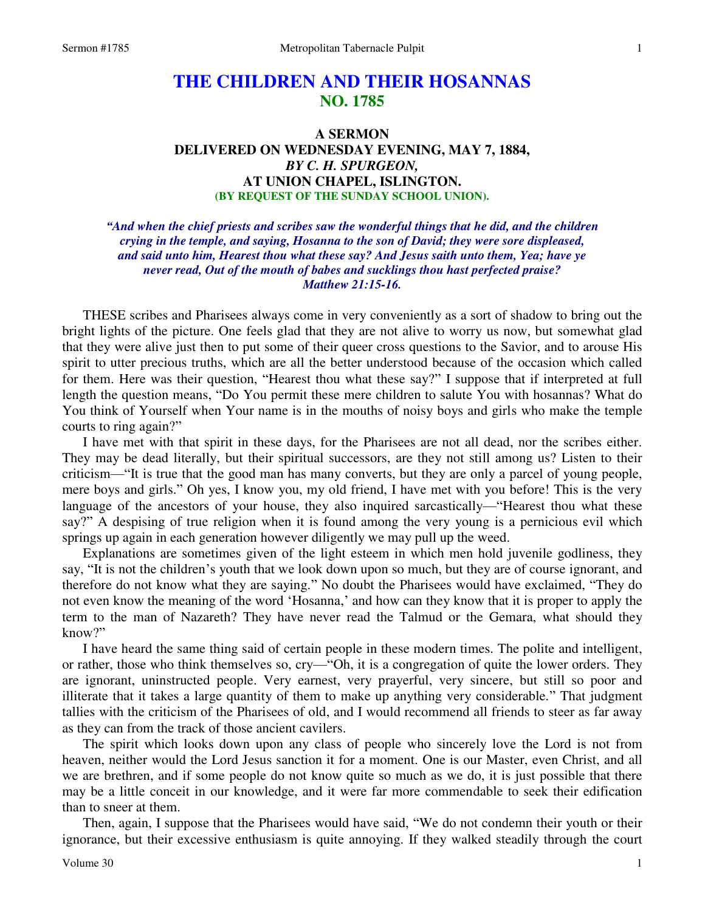# THE CHILDREN AND THEIR HOSANNAS
## NO. 1785

### A SERMON
### DELIVERED ON WEDNESDAY EVENING, MAY 7, 1884,
### *BY C. H. SPURGEON,*
### AT UNION CHAPEL, ISLINGTON.
#### (BY REQUEST OF THE SUNDAY SCHOOL UNION).

***"And when the chief priests and scribes saw the wonderful things that he did, and the children crying in the temple, and saying, Hosanna to the son of David; they were sore displeased, and said unto him, Hearest thou what these say? And Jesus saith unto them, Yea; have ye never read, Out of the mouth of babes and sucklings thou hast perfected praise? Matthew 21:15-16.***

THESE scribes and Pharisees always come in very conveniently as a sort of shadow to bring out the bright lights of the picture. One feels glad that they are not alive to worry us now, but somewhat glad that they were alive just then to put some of their queer cross questions to the Savior, and to arouse His spirit to utter precious truths, which are all the better understood because of the occasion which called for them. Here was their question, "Hearest thou what these say?" I suppose that if interpreted at full length the question means, "Do You permit these mere children to salute You with hosannas? What do You think of Yourself when Your name is in the mouths of noisy boys and girls who make the temple courts to ring again?"

I have met with that spirit in these days, for the Pharisees are not all dead, nor the scribes either. They may be dead literally, but their spiritual successors, are they not still among us? Listen to their criticism—"It is true that the good man has many converts, but they are only a parcel of young people, mere boys and girls." Oh yes, I know you, my old friend, I have met with you before! This is the very language of the ancestors of your house, they also inquired sarcastically—"Hearest thou what these say?" A despising of true religion when it is found among the very young is a pernicious evil which springs up again in each generation however diligently we may pull up the weed.

Explanations are sometimes given of the light esteem in which men hold juvenile godliness, they say, "It is not the children's youth that we look down upon so much, but they are of course ignorant, and therefore do not know what they are saying." No doubt the Pharisees would have exclaimed, "They do not even know the meaning of the word 'Hosanna,' and how can they know that it is proper to apply the term to the man of Nazareth? They have never read the Talmud or the Gemara, what should they know?"

I have heard the same thing said of certain people in these modern times. The polite and intelligent, or rather, those who think themselves so, cry—"Oh, it is a congregation of quite the lower orders. They are ignorant, uninstructed people. Very earnest, very prayerful, very sincere, but still so poor and illiterate that it takes a large quantity of them to make up anything very considerable." That judgment tallies with the criticism of the Pharisees of old, and I would recommend all friends to steer as far away as they can from the track of those ancient cavilers.

The spirit which looks down upon any class of people who sincerely love the Lord is not from heaven, neither would the Lord Jesus sanction it for a moment. One is our Master, even Christ, and all we are brethren, and if some people do not know quite so much as we do, it is just possible that there may be a little conceit in our knowledge, and it were far more commendable to seek their edification than to sneer at them.

Then, again, I suppose that the Pharisees would have said, "We do not condemn their youth or their ignorance, but their excessive enthusiasm is quite annoying. If they walked steadily through the court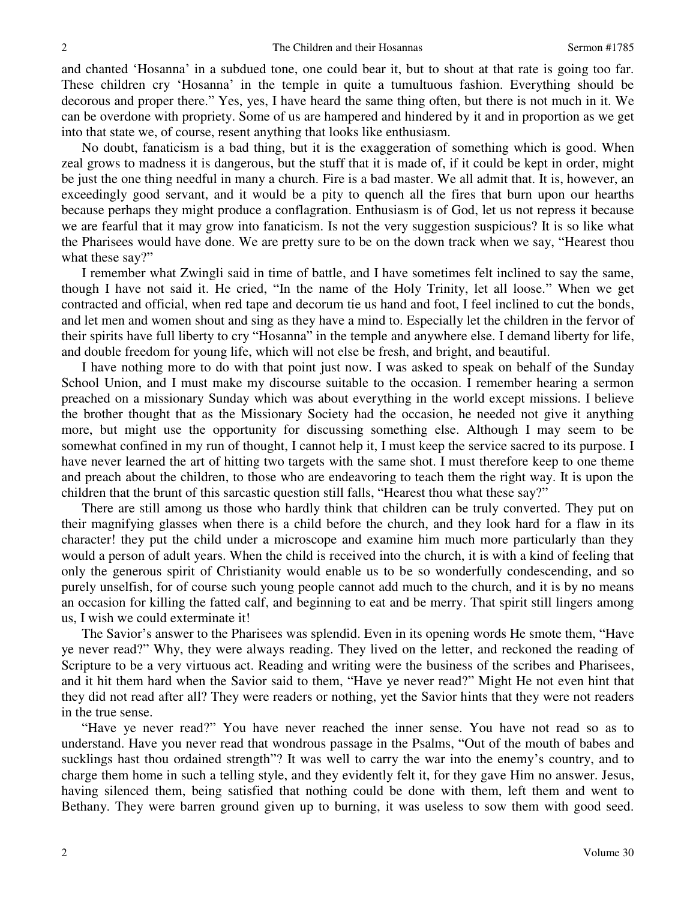and chanted 'Hosanna' in a subdued tone, one could bear it, but to shout at that rate is going too far. These children cry 'Hosanna' in the temple in quite a tumultuous fashion. Everything should be decorous and proper there." Yes, yes, I have heard the same thing often, but there is not much in it. We can be overdone with propriety. Some of us are hampered and hindered by it and in proportion as we get into that state we, of course, resent anything that looks like enthusiasm.

No doubt, fanaticism is a bad thing, but it is the exaggeration of something which is good. When zeal grows to madness it is dangerous, but the stuff that it is made of, if it could be kept in order, might be just the one thing needful in many a church. Fire is a bad master. We all admit that. It is, however, an exceedingly good servant, and it would be a pity to quench all the fires that burn upon our hearths because perhaps they might produce a conflagration. Enthusiasm is of God, let us not repress it because we are fearful that it may grow into fanaticism. Is not the very suggestion suspicious? It is so like what the Pharisees would have done. We are pretty sure to be on the down track when we say, "Hearest thou what these say?"

I remember what Zwingli said in time of battle, and I have sometimes felt inclined to say the same, though I have not said it. He cried, "In the name of the Holy Trinity, let all loose." When we get contracted and official, when red tape and decorum tie us hand and foot, I feel inclined to cut the bonds, and let men and women shout and sing as they have a mind to. Especially let the children in the fervor of their spirits have full liberty to cry "Hosanna" in the temple and anywhere else. I demand liberty for life, and double freedom for young life, which will not else be fresh, and bright, and beautiful.

I have nothing more to do with that point just now. I was asked to speak on behalf of the Sunday School Union, and I must make my discourse suitable to the occasion. I remember hearing a sermon preached on a missionary Sunday which was about everything in the world except missions. I believe the brother thought that as the Missionary Society had the occasion, he needed not give it anything more, but might use the opportunity for discussing something else. Although I may seem to be somewhat confined in my run of thought, I cannot help it, I must keep the service sacred to its purpose. I have never learned the art of hitting two targets with the same shot. I must therefore keep to one theme and preach about the children, to those who are endeavoring to teach them the right way. It is upon the children that the brunt of this sarcastic question still falls, "Hearest thou what these say?"

There are still among us those who hardly think that children can be truly converted. They put on their magnifying glasses when there is a child before the church, and they look hard for a flaw in its character! they put the child under a microscope and examine him much more particularly than they would a person of adult years. When the child is received into the church, it is with a kind of feeling that only the generous spirit of Christianity would enable us to be so wonderfully condescending, and so purely unselfish, for of course such young people cannot add much to the church, and it is by no means an occasion for killing the fatted calf, and beginning to eat and be merry. That spirit still lingers among us, I wish we could exterminate it!

The Savior's answer to the Pharisees was splendid. Even in its opening words He smote them, "Have ye never read?" Why, they were always reading. They lived on the letter, and reckoned the reading of Scripture to be a very virtuous act. Reading and writing were the business of the scribes and Pharisees, and it hit them hard when the Savior said to them, "Have ye never read?" Might He not even hint that they did not read after all? They were readers or nothing, yet the Savior hints that they were not readers in the true sense.

"Have ye never read?" You have never reached the inner sense. You have not read so as to understand. Have you never read that wondrous passage in the Psalms, "Out of the mouth of babes and sucklings hast thou ordained strength"? It was well to carry the war into the enemy's country, and to charge them home in such a telling style, and they evidently felt it, for they gave Him no answer. Jesus, having silenced them, being satisfied that nothing could be done with them, left them and went to Bethany. They were barren ground given up to burning, it was useless to sow them with good seed.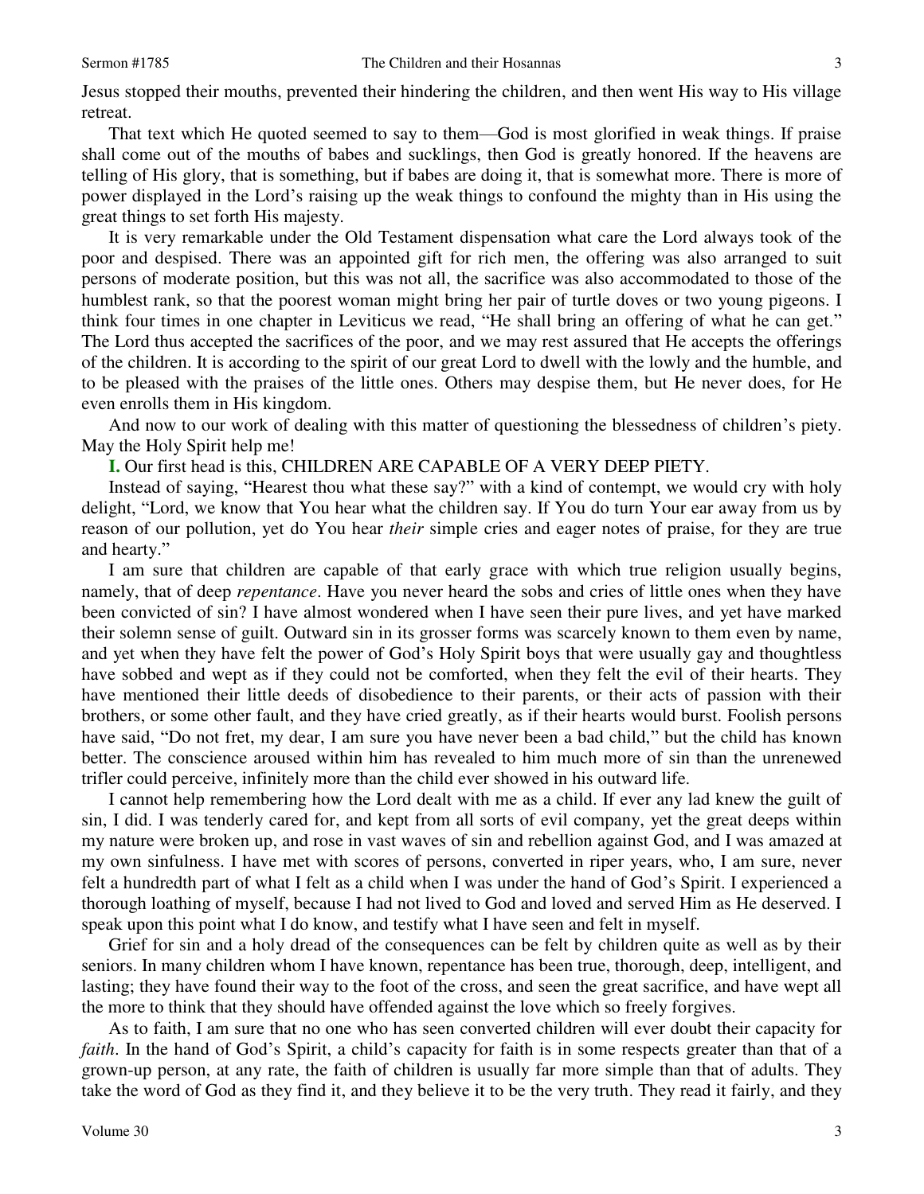Jesus stopped their mouths, prevented their hindering the children, and then went His way to His village retreat.

That text which He quoted seemed to say to them—God is most glorified in weak things. If praise shall come out of the mouths of babes and sucklings, then God is greatly honored. If the heavens are telling of His glory, that is something, but if babes are doing it, that is somewhat more. There is more of power displayed in the Lord's raising up the weak things to confound the mighty than in His using the great things to set forth His majesty.

It is very remarkable under the Old Testament dispensation what care the Lord always took of the poor and despised. There was an appointed gift for rich men, the offering was also arranged to suit persons of moderate position, but this was not all, the sacrifice was also accommodated to those of the humblest rank, so that the poorest woman might bring her pair of turtle doves or two young pigeons. I think four times in one chapter in Leviticus we read, "He shall bring an offering of what he can get." The Lord thus accepted the sacrifices of the poor, and we may rest assured that He accepts the offerings of the children. It is according to the spirit of our great Lord to dwell with the lowly and the humble, and to be pleased with the praises of the little ones. Others may despise them, but He never does, for He even enrolls them in His kingdom.

And now to our work of dealing with this matter of questioning the blessedness of children's piety. May the Holy Spirit help me!

**I.** Our first head is this, CHILDREN ARE CAPABLE OF A VERY DEEP PIETY.

Instead of saying, "Hearest thou what these say?" with a kind of contempt, we would cry with holy delight, "Lord, we know that You hear what the children say. If You do turn Your ear away from us by reason of our pollution, yet do You hear *their* simple cries and eager notes of praise, for they are true and hearty."

I am sure that children are capable of that early grace with which true religion usually begins, namely, that of deep *repentance*. Have you never heard the sobs and cries of little ones when they have been convicted of sin? I have almost wondered when I have seen their pure lives, and yet have marked their solemn sense of guilt. Outward sin in its grosser forms was scarcely known to them even by name, and yet when they have felt the power of God's Holy Spirit boys that were usually gay and thoughtless have sobbed and wept as if they could not be comforted, when they felt the evil of their hearts. They have mentioned their little deeds of disobedience to their parents, or their acts of passion with their brothers, or some other fault, and they have cried greatly, as if their hearts would burst. Foolish persons have said, "Do not fret, my dear, I am sure you have never been a bad child," but the child has known better. The conscience aroused within him has revealed to him much more of sin than the unrenewed trifler could perceive, infinitely more than the child ever showed in his outward life.

I cannot help remembering how the Lord dealt with me as a child. If ever any lad knew the guilt of sin, I did. I was tenderly cared for, and kept from all sorts of evil company, yet the great deeps within my nature were broken up, and rose in vast waves of sin and rebellion against God, and I was amazed at my own sinfulness. I have met with scores of persons, converted in riper years, who, I am sure, never felt a hundredth part of what I felt as a child when I was under the hand of God's Spirit. I experienced a thorough loathing of myself, because I had not lived to God and loved and served Him as He deserved. I speak upon this point what I do know, and testify what I have seen and felt in myself.

Grief for sin and a holy dread of the consequences can be felt by children quite as well as by their seniors. In many children whom I have known, repentance has been true, thorough, deep, intelligent, and lasting; they have found their way to the foot of the cross, and seen the great sacrifice, and have wept all the more to think that they should have offended against the love which so freely forgives.

As to faith, I am sure that no one who has seen converted children will ever doubt their capacity for *faith*. In the hand of God's Spirit, a child's capacity for faith is in some respects greater than that of a grown-up person, at any rate, the faith of children is usually far more simple than that of adults. They take the word of God as they find it, and they believe it to be the very truth. They read it fairly, and they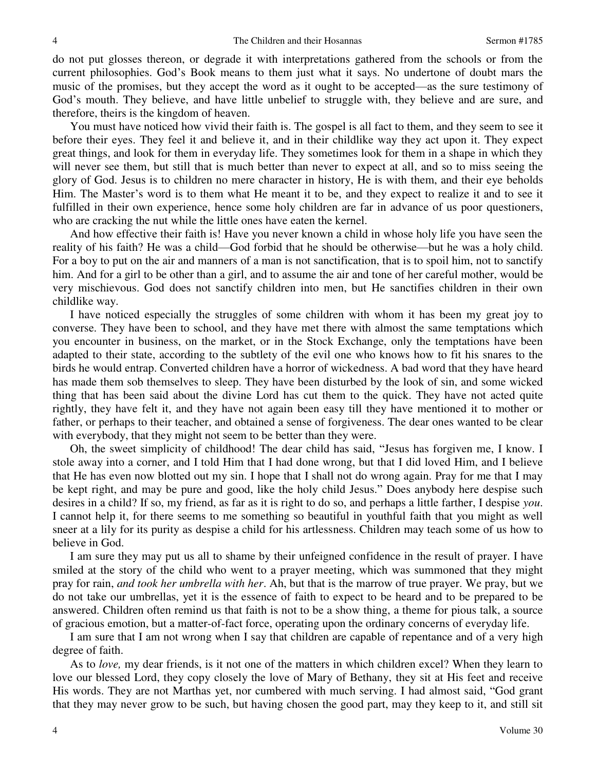do not put glosses thereon, or degrade it with interpretations gathered from the schools or from the current philosophies. God's Book means to them just what it says. No undertone of doubt mars the music of the promises, but they accept the word as it ought to be accepted—as the sure testimony of God's mouth. They believe, and have little unbelief to struggle with, they believe and are sure, and therefore, theirs is the kingdom of heaven.

You must have noticed how vivid their faith is. The gospel is all fact to them, and they seem to see it before their eyes. They feel it and believe it, and in their childlike way they act upon it. They expect great things, and look for them in everyday life. They sometimes look for them in a shape in which they will never see them, but still that is much better than never to expect at all, and so to miss seeing the glory of God. Jesus is to children no mere character in history, He is with them, and their eye beholds Him. The Master's word is to them what He meant it to be, and they expect to realize it and to see it fulfilled in their own experience, hence some holy children are far in advance of us poor questioners, who are cracking the nut while the little ones have eaten the kernel.

And how effective their faith is! Have you never known a child in whose holy life you have seen the reality of his faith? He was a child—God forbid that he should be otherwise—but he was a holy child. For a boy to put on the air and manners of a man is not sanctification, that is to spoil him, not to sanctify him. And for a girl to be other than a girl, and to assume the air and tone of her careful mother, would be very mischievous. God does not sanctify children into men, but He sanctifies children in their own childlike way.

I have noticed especially the struggles of some children with whom it has been my great joy to converse. They have been to school, and they have met there with almost the same temptations which you encounter in business, on the market, or in the Stock Exchange, only the temptations have been adapted to their state, according to the subtlety of the evil one who knows how to fit his snares to the birds he would entrap. Converted children have a horror of wickedness. A bad word that they have heard has made them sob themselves to sleep. They have been disturbed by the look of sin, and some wicked thing that has been said about the divine Lord has cut them to the quick. They have not acted quite rightly, they have felt it, and they have not again been easy till they have mentioned it to mother or father, or perhaps to their teacher, and obtained a sense of forgiveness. The dear ones wanted to be clear with everybody, that they might not seem to be better than they were.

Oh, the sweet simplicity of childhood! The dear child has said, "Jesus has forgiven me, I know. I stole away into a corner, and I told Him that I had done wrong, but that I did loved Him, and I believe that He has even now blotted out my sin. I hope that I shall not do wrong again. Pray for me that I may be kept right, and may be pure and good, like the holy child Jesus." Does anybody here despise such desires in a child? If so, my friend, as far as it is right to do so, and perhaps a little farther, I despise *you*. I cannot help it, for there seems to me something so beautiful in youthful faith that you might as well sneer at a lily for its purity as despise a child for his artlessness. Children may teach some of us how to believe in God.

I am sure they may put us all to shame by their unfeigned confidence in the result of prayer. I have smiled at the story of the child who went to a prayer meeting, which was summoned that they might pray for rain, *and took her umbrella with her*. Ah, but that is the marrow of true prayer. We pray, but we do not take our umbrellas, yet it is the essence of faith to expect to be heard and to be prepared to be answered. Children often remind us that faith is not to be a show thing, a theme for pious talk, a source of gracious emotion, but a matter-of-fact force, operating upon the ordinary concerns of everyday life.

I am sure that I am not wrong when I say that children are capable of repentance and of a very high degree of faith.

As to *love,* my dear friends, is it not one of the matters in which children excel? When they learn to love our blessed Lord, they copy closely the love of Mary of Bethany, they sit at His feet and receive His words. They are not Marthas yet, nor cumbered with much serving. I had almost said, "God grant that they may never grow to be such, but having chosen the good part, may they keep to it, and still sit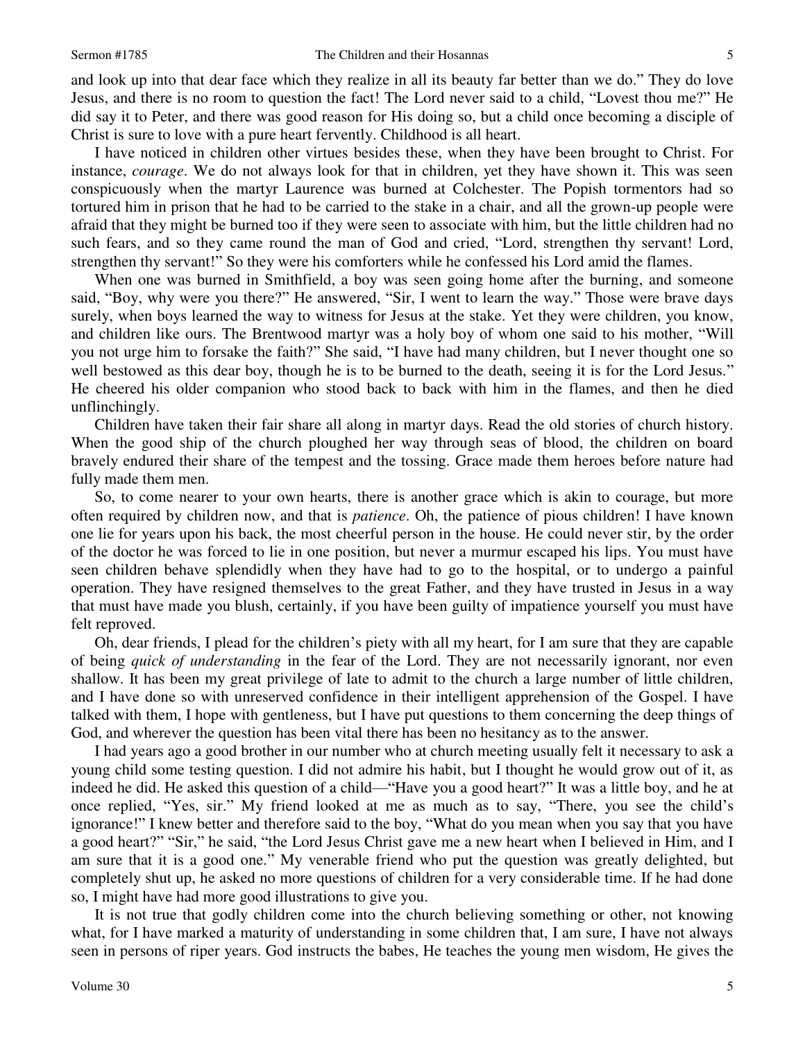and look up into that dear face which they realize in all its beauty far better than we do." They do love Jesus, and there is no room to question the fact! The Lord never said to a child, "Lovest thou me?" He did say it to Peter, and there was good reason for His doing so, but a child once becoming a disciple of Christ is sure to love with a pure heart fervently. Childhood is all heart.

I have noticed in children other virtues besides these, when they have been brought to Christ. For instance, *courage*. We do not always look for that in children, yet they have shown it. This was seen conspicuously when the martyr Laurence was burned at Colchester. The Popish tormentors had so tortured him in prison that he had to be carried to the stake in a chair, and all the grown-up people were afraid that they might be burned too if they were seen to associate with him, but the little children had no such fears, and so they came round the man of God and cried, "Lord, strengthen thy servant! Lord, strengthen thy servant!" So they were his comforters while he confessed his Lord amid the flames.

When one was burned in Smithfield, a boy was seen going home after the burning, and someone said, "Boy, why were you there?" He answered, "Sir, I went to learn the way." Those were brave days surely, when boys learned the way to witness for Jesus at the stake. Yet they were children, you know, and children like ours. The Brentwood martyr was a holy boy of whom one said to his mother, "Will you not urge him to forsake the faith?" She said, "I have had many children, but I never thought one so well bestowed as this dear boy, though he is to be burned to the death, seeing it is for the Lord Jesus." He cheered his older companion who stood back to back with him in the flames, and then he died unflinchingly.

Children have taken their fair share all along in martyr days. Read the old stories of church history. When the good ship of the church ploughed her way through seas of blood, the children on board bravely endured their share of the tempest and the tossing. Grace made them heroes before nature had fully made them men.

So, to come nearer to your own hearts, there is another grace which is akin to courage, but more often required by children now, and that is *patience*. Oh, the patience of pious children! I have known one lie for years upon his back, the most cheerful person in the house. He could never stir, by the order of the doctor he was forced to lie in one position, but never a murmur escaped his lips. You must have seen children behave splendidly when they have had to go to the hospital, or to undergo a painful operation. They have resigned themselves to the great Father, and they have trusted in Jesus in a way that must have made you blush, certainly, if you have been guilty of impatience yourself you must have felt reproved.

Oh, dear friends, I plead for the children's piety with all my heart, for I am sure that they are capable of being *quick of understanding* in the fear of the Lord. They are not necessarily ignorant, nor even shallow. It has been my great privilege of late to admit to the church a large number of little children, and I have done so with unreserved confidence in their intelligent apprehension of the Gospel. I have talked with them, I hope with gentleness, but I have put questions to them concerning the deep things of God, and wherever the question has been vital there has been no hesitancy as to the answer.

I had years ago a good brother in our number who at church meeting usually felt it necessary to ask a young child some testing question. I did not admire his habit, but I thought he would grow out of it, as indeed he did. He asked this question of a child—"Have you a good heart?" It was a little boy, and he at once replied, "Yes, sir." My friend looked at me as much as to say, "There, you see the child's ignorance!" I knew better and therefore said to the boy, "What do you mean when you say that you have a good heart?" "Sir," he said, "the Lord Jesus Christ gave me a new heart when I believed in Him, and I am sure that it is a good one." My venerable friend who put the question was greatly delighted, but completely shut up, he asked no more questions of children for a very considerable time. If he had done so, I might have had more good illustrations to give you.

It is not true that godly children come into the church believing something or other, not knowing what, for I have marked a maturity of understanding in some children that, I am sure, I have not always seen in persons of riper years. God instructs the babes, He teaches the young men wisdom, He gives the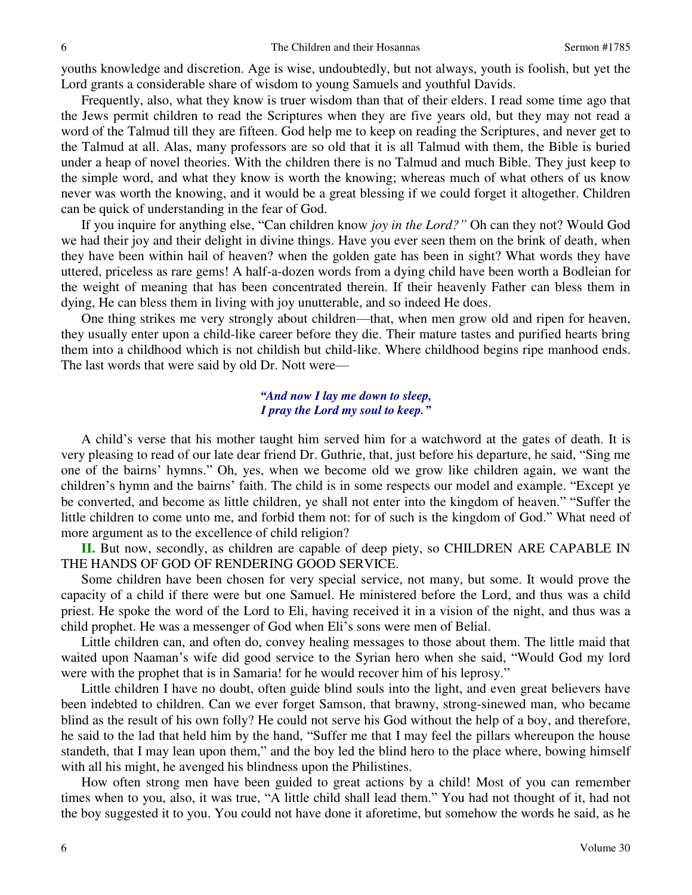youths knowledge and discretion. Age is wise, undoubtedly, but not always, youth is foolish, but yet the Lord grants a considerable share of wisdom to young Samuels and youthful Davids.

Frequently, also, what they know is truer wisdom than that of their elders. I read some time ago that the Jews permit children to read the Scriptures when they are five years old, but they may not read a word of the Talmud till they are fifteen. God help me to keep on reading the Scriptures, and never get to the Talmud at all. Alas, many professors are so old that it is all Talmud with them, the Bible is buried under a heap of novel theories. With the children there is no Talmud and much Bible. They just keep to the simple word, and what they know is worth the knowing; whereas much of what others of us know never was worth the knowing, and it would be a great blessing if we could forget it altogether. Children can be quick of understanding in the fear of God.

If you inquire for anything else, "Can children know *joy in the Lord?"* Oh can they not? Would God we had their joy and their delight in divine things. Have you ever seen them on the brink of death, when they have been within hail of heaven? when the golden gate has been in sight? What words they have uttered, priceless as rare gems! A half-a-dozen words from a dying child have been worth a Bodleian for the weight of meaning that has been concentrated therein. If their heavenly Father can bless them in dying, He can bless them in living with joy unutterable, and so indeed He does.

One thing strikes me very strongly about children—that, when men grow old and ripen for heaven, they usually enter upon a child-like career before they die. Their mature tastes and purified hearts bring them into a childhood which is not childish but child-like. Where childhood begins ripe manhood ends. The last words that were said by old Dr. Nott were—

> ***"And now I lay me down to sleep,***
> ***I pray the Lord my soul to keep."***

A child's verse that his mother taught him served him for a watchword at the gates of death. It is very pleasing to read of our late dear friend Dr. Guthrie, that, just before his departure, he said, "Sing me one of the bairns' hymns." Oh, yes, when we become old we grow like children again, we want the children's hymn and the bairns' faith. The child is in some respects our model and example. "Except ye be converted, and become as little children, ye shall not enter into the kingdom of heaven." "Suffer the little children to come unto me, and forbid them not: for of such is the kingdom of God." What need of more argument as to the excellence of child religion?

**II.** But now, secondly, as children are capable of deep piety, so CHILDREN ARE CAPABLE IN THE HANDS OF GOD OF RENDERING GOOD SERVICE.

Some children have been chosen for very special service, not many, but some. It would prove the capacity of a child if there were but one Samuel. He ministered before the Lord, and thus was a child priest. He spoke the word of the Lord to Eli, having received it in a vision of the night, and thus was a child prophet. He was a messenger of God when Eli's sons were men of Belial.

Little children can, and often do, convey healing messages to those about them. The little maid that waited upon Naaman's wife did good service to the Syrian hero when she said, "Would God my lord were with the prophet that is in Samaria! for he would recover him of his leprosy."

Little children I have no doubt, often guide blind souls into the light, and even great believers have been indebted to children. Can we ever forget Samson, that brawny, strong-sinewed man, who became blind as the result of his own folly? He could not serve his God without the help of a boy, and therefore, he said to the lad that held him by the hand, "Suffer me that I may feel the pillars whereupon the house standeth, that I may lean upon them," and the boy led the blind hero to the place where, bowing himself with all his might, he avenged his blindness upon the Philistines.

How often strong men have been guided to great actions by a child! Most of you can remember times when to you, also, it was true, "A little child shall lead them." You had not thought of it, had not the boy suggested it to you. You could not have done it aforetime, but somehow the words he said, as he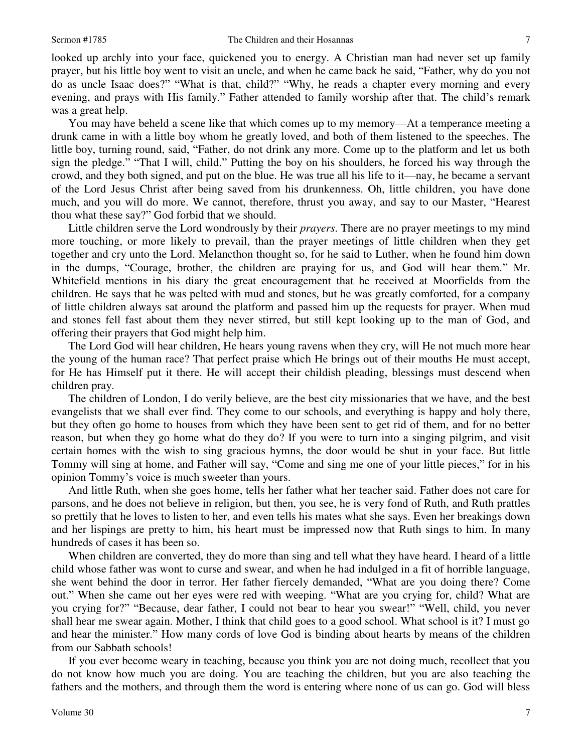looked up archly into your face, quickened you to energy. A Christian man had never set up family prayer, but his little boy went to visit an uncle, and when he came back he said, "Father, why do you not do as uncle Isaac does?" "What is that, child?" "Why, he reads a chapter every morning and every evening, and prays with His family." Father attended to family worship after that. The child's remark was a great help.

You may have beheld a scene like that which comes up to my memory—At a temperance meeting a drunk came in with a little boy whom he greatly loved, and both of them listened to the speeches. The little boy, turning round, said, "Father, do not drink any more. Come up to the platform and let us both sign the pledge." "That I will, child." Putting the boy on his shoulders, he forced his way through the crowd, and they both signed, and put on the blue. He was true all his life to it—nay, he became a servant of the Lord Jesus Christ after being saved from his drunkenness. Oh, little children, you have done much, and you will do more. We cannot, therefore, thrust you away, and say to our Master, "Hearest thou what these say?" God forbid that we should.

Little children serve the Lord wondrously by their *prayers*. There are no prayer meetings to my mind more touching, or more likely to prevail, than the prayer meetings of little children when they get together and cry unto the Lord. Melancthon thought so, for he said to Luther, when he found him down in the dumps, "Courage, brother, the children are praying for us, and God will hear them." Mr. Whitefield mentions in his diary the great encouragement that he received at Moorfields from the children. He says that he was pelted with mud and stones, but he was greatly comforted, for a company of little children always sat around the platform and passed him up the requests for prayer. When mud and stones fell fast about them they never stirred, but still kept looking up to the man of God, and offering their prayers that God might help him.

The Lord God will hear children, He hears young ravens when they cry, will He not much more hear the young of the human race? That perfect praise which He brings out of their mouths He must accept, for He has Himself put it there. He will accept their childish pleading, blessings must descend when children pray.

The children of London, I do verily believe, are the best city missionaries that we have, and the best evangelists that we shall ever find. They come to our schools, and everything is happy and holy there, but they often go home to houses from which they have been sent to get rid of them, and for no better reason, but when they go home what do they do? If you were to turn into a singing pilgrim, and visit certain homes with the wish to sing gracious hymns, the door would be shut in your face. But little Tommy will sing at home, and Father will say, "Come and sing me one of your little pieces," for in his opinion Tommy's voice is much sweeter than yours.

And little Ruth, when she goes home, tells her father what her teacher said. Father does not care for parsons, and he does not believe in religion, but then, you see, he is very fond of Ruth, and Ruth prattles so prettily that he loves to listen to her, and even tells his mates what she says. Even her breakings down and her lispings are pretty to him, his heart must be impressed now that Ruth sings to him. In many hundreds of cases it has been so.

When children are converted, they do more than sing and tell what they have heard. I heard of a little child whose father was wont to curse and swear, and when he had indulged in a fit of horrible language, she went behind the door in terror. Her father fiercely demanded, "What are you doing there? Come out." When she came out her eyes were red with weeping. "What are you crying for, child? What are you crying for?" "Because, dear father, I could not bear to hear you swear!" "Well, child, you never shall hear me swear again. Mother, I think that child goes to a good school. What school is it? I must go and hear the minister." How many cords of love God is binding about hearts by means of the children from our Sabbath schools!

If you ever become weary in teaching, because you think you are not doing much, recollect that you do not know how much you are doing. You are teaching the children, but you are also teaching the fathers and the mothers, and through them the word is entering where none of us can go. God will bless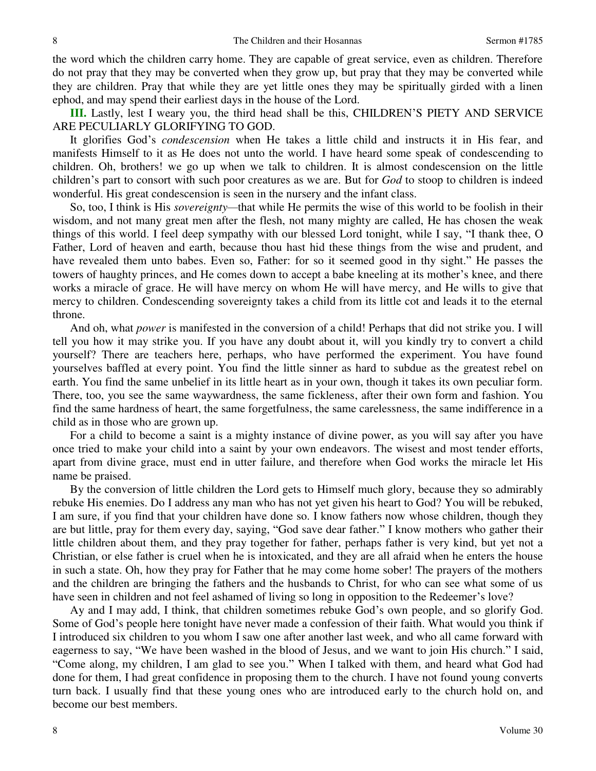the word which the children carry home. They are capable of great service, even as children. Therefore do not pray that they may be converted when they grow up, but pray that they may be converted while they are children. Pray that while they are yet little ones they may be spiritually girded with a linen ephod, and may spend their earliest days in the house of the Lord.

**III.** Lastly, lest I weary you, the third head shall be this, CHILDREN'S PIETY AND SERVICE ARE PECULIARLY GLORIFYING TO GOD.

It glorifies God's *condescension* when He takes a little child and instructs it in His fear, and manifests Himself to it as He does not unto the world. I have heard some speak of condescending to children. Oh, brothers! we go up when we talk to children. It is almost condescension on the little children's part to consort with such poor creatures as we are. But for *God* to stoop to children is indeed wonderful. His great condescension is seen in the nursery and the infant class.

So, too, I think is His *sovereignty*—that while He permits the wise of this world to be foolish in their wisdom, and not many great men after the flesh, not many mighty are called, He has chosen the weak things of this world. I feel deep sympathy with our blessed Lord tonight, while I say, "I thank thee, O Father, Lord of heaven and earth, because thou hast hid these things from the wise and prudent, and have revealed them unto babes. Even so, Father: for so it seemed good in thy sight." He passes the towers of haughty princes, and He comes down to accept a babe kneeling at its mother's knee, and there works a miracle of grace. He will have mercy on whom He will have mercy, and He wills to give that mercy to children. Condescending sovereignty takes a child from its little cot and leads it to the eternal throne.

And oh, what *power* is manifested in the conversion of a child! Perhaps that did not strike you. I will tell you how it may strike you. If you have any doubt about it, will you kindly try to convert a child yourself? There are teachers here, perhaps, who have performed the experiment. You have found yourselves baffled at every point. You find the little sinner as hard to subdue as the greatest rebel on earth. You find the same unbelief in its little heart as in your own, though it takes its own peculiar form. There, too, you see the same waywardness, the same fickleness, after their own form and fashion. You find the same hardness of heart, the same forgetfulness, the same carelessness, the same indifference in a child as in those who are grown up.

For a child to become a saint is a mighty instance of divine power, as you will say after you have once tried to make your child into a saint by your own endeavors. The wisest and most tender efforts, apart from divine grace, must end in utter failure, and therefore when God works the miracle let His name be praised.

By the conversion of little children the Lord gets to Himself much glory, because they so admirably rebuke His enemies. Do I address any man who has not yet given his heart to God? You will be rebuked, I am sure, if you find that your children have done so. I know fathers now whose children, though they are but little, pray for them every day, saying, "God save dear father." I know mothers who gather their little children about them, and they pray together for father, perhaps father is very kind, but yet not a Christian, or else father is cruel when he is intoxicated, and they are all afraid when he enters the house in such a state. Oh, how they pray for Father that he may come home sober! The prayers of the mothers and the children are bringing the fathers and the husbands to Christ, for who can see what some of us have seen in children and not feel ashamed of living so long in opposition to the Redeemer's love?

Ay and I may add, I think, that children sometimes rebuke God's own people, and so glorify God. Some of God's people here tonight have never made a confession of their faith. What would you think if I introduced six children to you whom I saw one after another last week, and who all came forward with eagerness to say, "We have been washed in the blood of Jesus, and we want to join His church." I said, "Come along, my children, I am glad to see you." When I talked with them, and heard what God had done for them, I had great confidence in proposing them to the church. I have not found young converts turn back. I usually find that these young ones who are introduced early to the church hold on, and become our best members.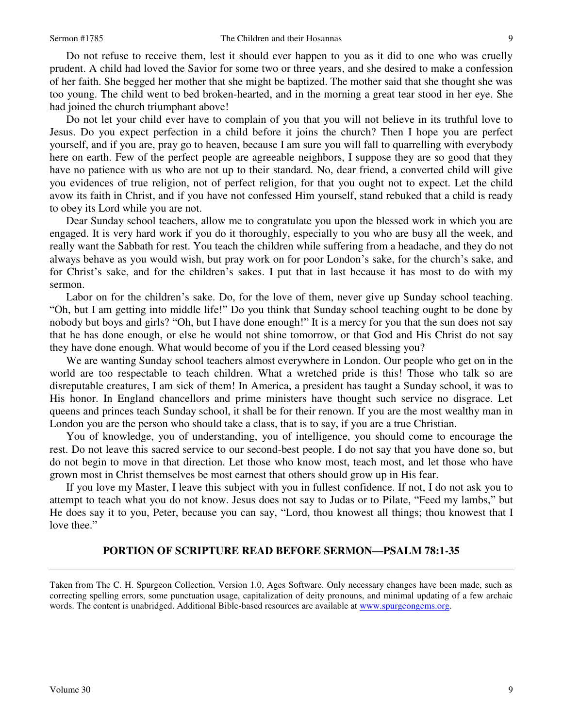Do not refuse to receive them, lest it should ever happen to you as it did to one who was cruelly prudent. A child had loved the Savior for some two or three years, and she desired to make a confession of her faith. She begged her mother that she might be baptized. The mother said that she thought she was too young. The child went to bed broken-hearted, and in the morning a great tear stood in her eye. She had joined the church triumphant above!

Do not let your child ever have to complain of you that you will not believe in its truthful love to Jesus. Do you expect perfection in a child before it joins the church? Then I hope you are perfect yourself, and if you are, pray go to heaven, because I am sure you will fall to quarrelling with everybody here on earth. Few of the perfect people are agreeable neighbors, I suppose they are so good that they have no patience with us who are not up to their standard. No, dear friend, a converted child will give you evidences of true religion, not of perfect religion, for that you ought not to expect. Let the child avow its faith in Christ, and if you have not confessed Him yourself, stand rebuked that a child is ready to obey its Lord while you are not.

Dear Sunday school teachers, allow me to congratulate you upon the blessed work in which you are engaged. It is very hard work if you do it thoroughly, especially to you who are busy all the week, and really want the Sabbath for rest. You teach the children while suffering from a headache, and they do not always behave as you would wish, but pray work on for poor London's sake, for the church's sake, and for Christ's sake, and for the children's sakes. I put that in last because it has most to do with my sermon.

Labor on for the children's sake. Do, for the love of them, never give up Sunday school teaching. "Oh, but I am getting into middle life!" Do you think that Sunday school teaching ought to be done by nobody but boys and girls? "Oh, but I have done enough!" It is a mercy for you that the sun does not say that he has done enough, or else he would not shine tomorrow, or that God and His Christ do not say they have done enough. What would become of you if the Lord ceased blessing you?

We are wanting Sunday school teachers almost everywhere in London. Our people who get on in the world are too respectable to teach children. What a wretched pride is this! Those who talk so are disreputable creatures, I am sick of them! In America, a president has taught a Sunday school, it was to His honor. In England chancellors and prime ministers have thought such service no disgrace. Let queens and princes teach Sunday school, it shall be for their renown. If you are the most wealthy man in London you are the person who should take a class, that is to say, if you are a true Christian.

You of knowledge, you of understanding, you of intelligence, you should come to encourage the rest. Do not leave this sacred service to our second-best people. I do not say that you have done so, but do not begin to move in that direction. Let those who know most, teach most, and let those who have grown most in Christ themselves be most earnest that others should grow up in His fear.

If you love my Master, I leave this subject with you in fullest confidence. If not, I do not ask you to attempt to teach what you do not know. Jesus does not say to Judas or to Pilate, "Feed my lambs," but He does say it to you, Peter, because you can say, "Lord, thou knowest all things; thou knowest that I love thee."

## PORTION OF SCRIPTURE READ BEFORE SERMON—PSALM 78:1-35

---

Taken from The C. H. Spurgeon Collection, Version 1.0, Ages Software. Only necessary changes have been made, such as correcting spelling errors, some punctuation usage, capitalization of deity pronouns, and minimal updating of a few archaic words. The content is unabridged. Additional Bible-based resources are available at www.spurgeongems.org.